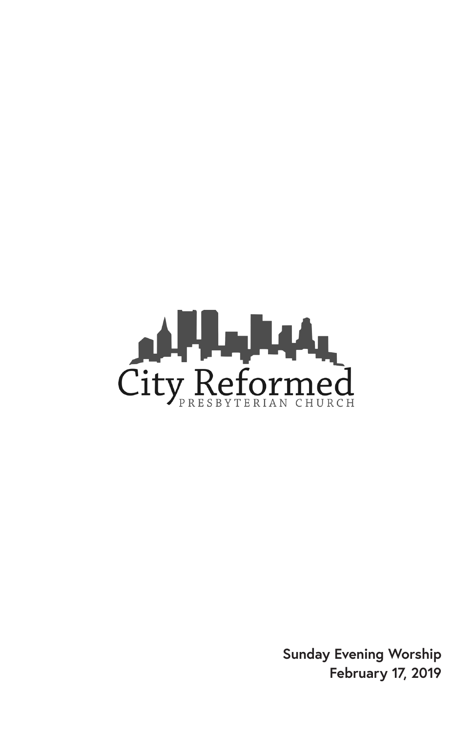City Reformed

PRESBYTERIAN CHURCH

**Sunday Evening Worship**
**February 17, 2019**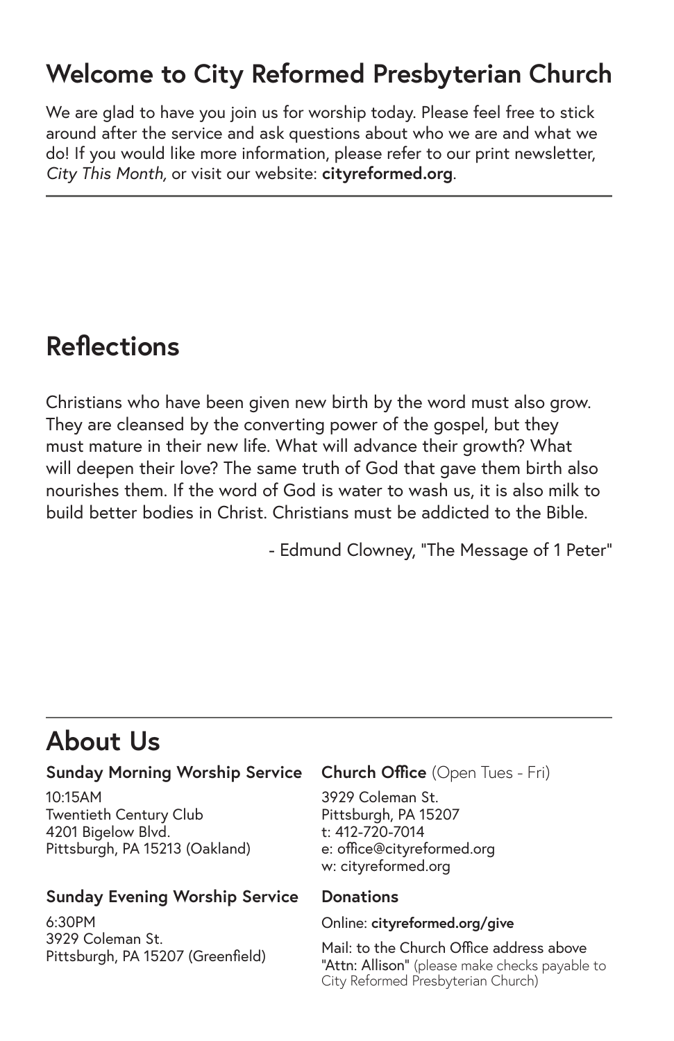## Welcome to City Reformed Presbyterian Church

We are glad to have you join us for worship today. Please feel free to stick around after the service and ask questions about who we are and what we do! If you would like more information, please refer to our print newsletter, *City This Month,* or visit our website: **cityreformed.org**.

---

## Reflections

Christians who have been given new birth by the word must also grow. They are cleansed by the converting power of the gospel, but they must mature in their new life. What will advance their growth? What will deepen their love? The same truth of God that gave them birth also nourishes them. If the word of God is water to wash us, it is also milk to build better bodies in Christ. Christians must be addicted to the Bible.

- Edmund Clowney, "The Message of 1 Peter"

---

## About Us

**Sunday Morning Worship Service**

10:15AM
Twentieth Century Club
4201 Bigelow Blvd.
Pittsburgh, PA 15213 (Oakland)

**Sunday Evening Worship Service**

6:30PM
3929 Coleman St.
Pittsburgh, PA 15207 (Greenfield)

**Church Office** (Open Tues - Fri)

3929 Coleman St.
Pittsburgh, PA 15207
t: 412-720-7014
e: office@cityreformed.org
w: cityreformed.org

**Donations**

Online: **cityreformed.org/give**

Mail: to the Church Office address above "Attn: Allison" (please make checks payable to City Reformed Presbyterian Church)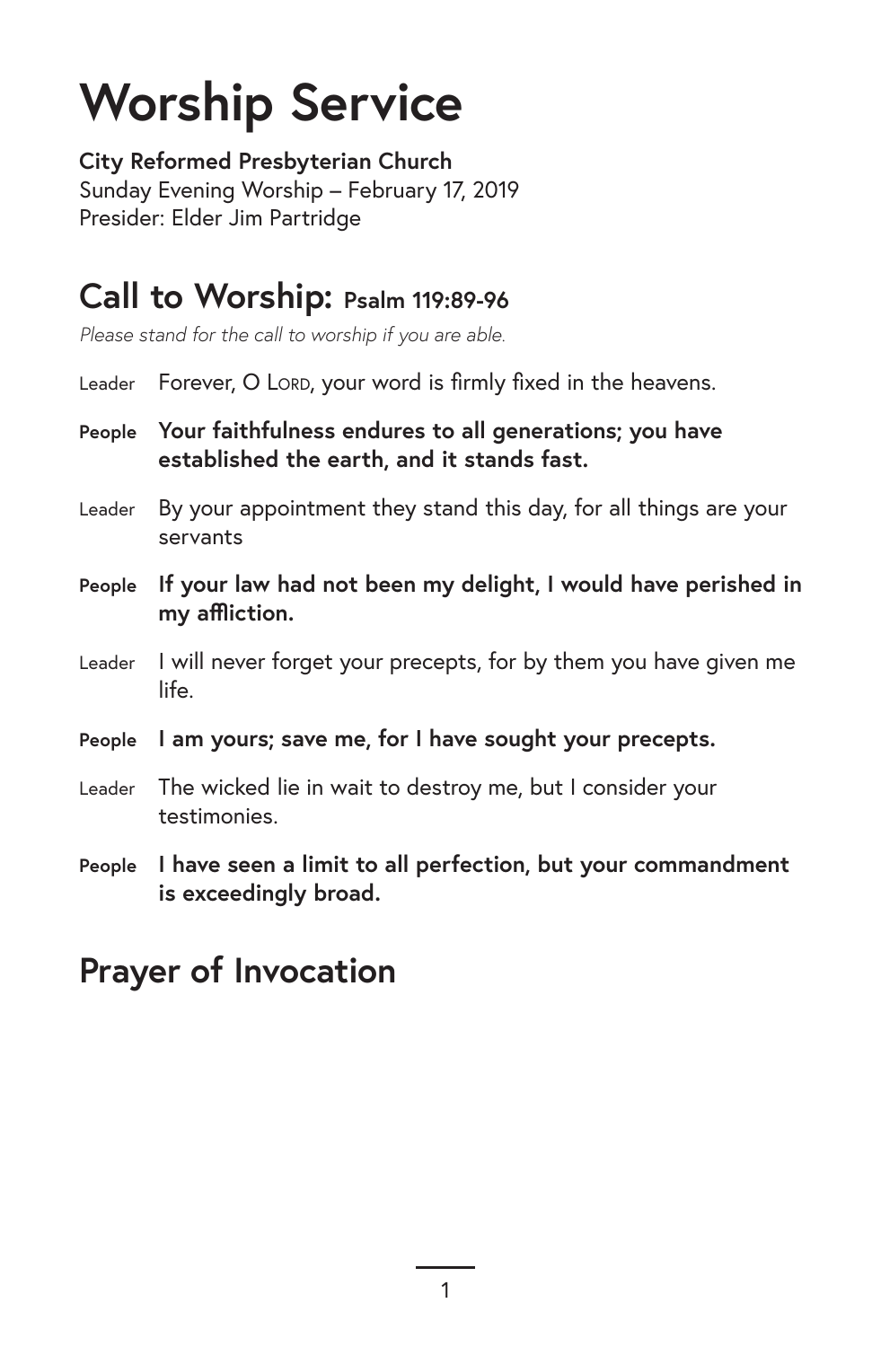# Worship Service

**City Reformed Presbyterian Church**
Sunday Evening Worship – February 17, 2019
Presider: Elder Jim Partridge

## Call to Worship: Psalm 119:89-96

*Please stand for the call to worship if you are able.*

Leader Forever, O LORD, your word is firmly fixed in the heavens.

**People Your faithfulness endures to all generations; you have established the earth, and it stands fast.**

Leader By your appointment they stand this day, for all things are your servants

**People If your law had not been my delight, I would have perished in my affliction.**

Leader I will never forget your precepts, for by them you have given me life.

**People I am yours; save me, for I have sought your precepts.**

Leader The wicked lie in wait to destroy me, but I consider your testimonies.

**People I have seen a limit to all perfection, but your commandment is exceedingly broad.**

## Prayer of Invocation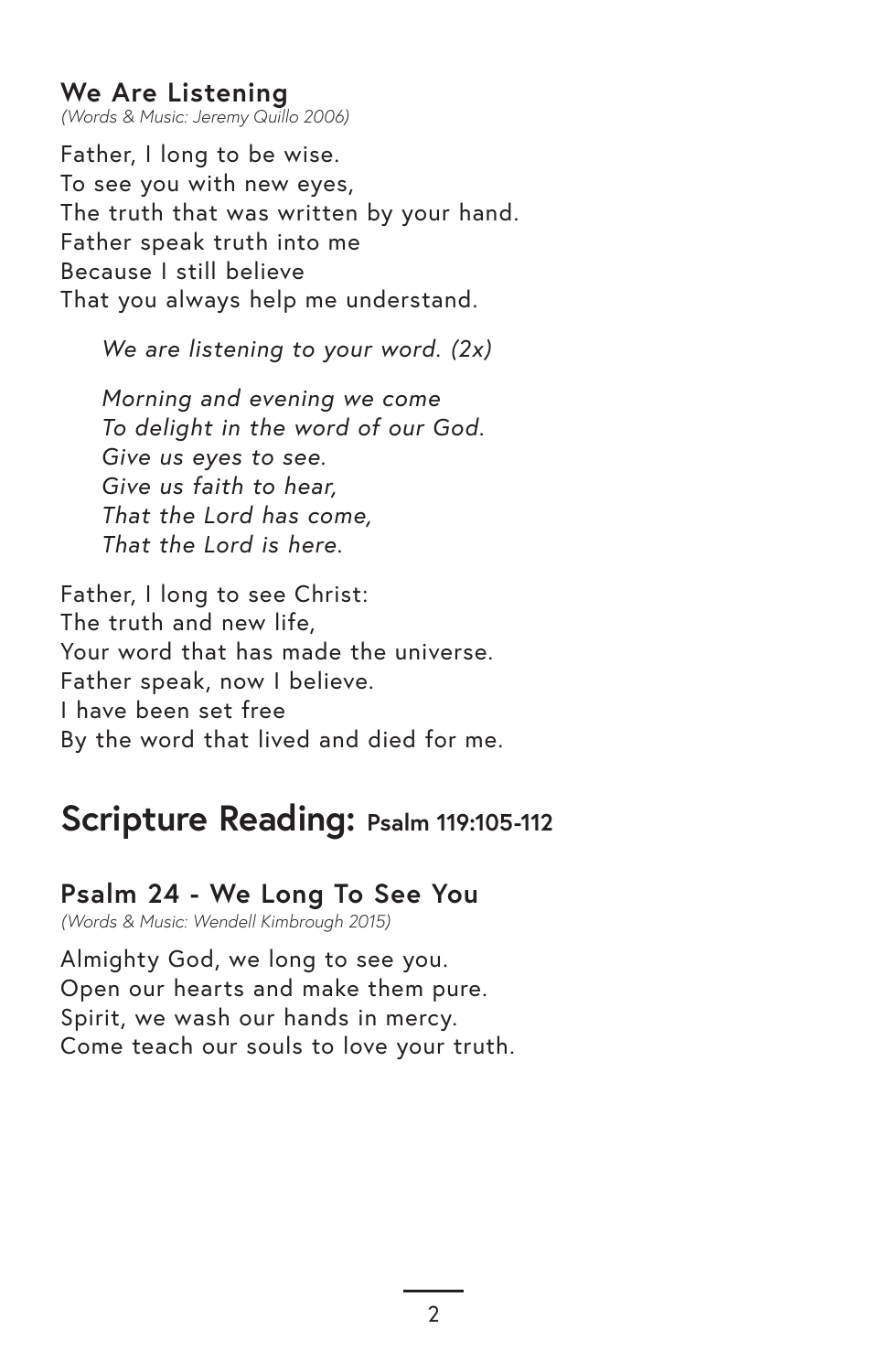### We Are Listening

*(Words & Music: Jeremy Quillo 2006)*

Father, I long to be wise.
To see you with new eyes,
The truth that was written by your hand.
Father speak truth into me
Because I still believe
That you always help me understand.

> *We are listening to your word. (2x)*
>
> *Morning and evening we come*
> *To delight in the word of our God.*
> *Give us eyes to see.*
> *Give us faith to hear,*
> *That the Lord has come,*
> *That the Lord is here.*

Father, I long to see Christ:
The truth and new life,
Your word that has made the universe.
Father speak, now I believe.
I have been set free
By the word that lived and died for me.

## Scripture Reading: Psalm 119:105-112

### Psalm 24 - We Long To See You

*(Words & Music: Wendell Kimbrough 2015)*

Almighty God, we long to see you.
Open our hearts and make them pure.
Spirit, we wash our hands in mercy.
Come teach our souls to love your truth.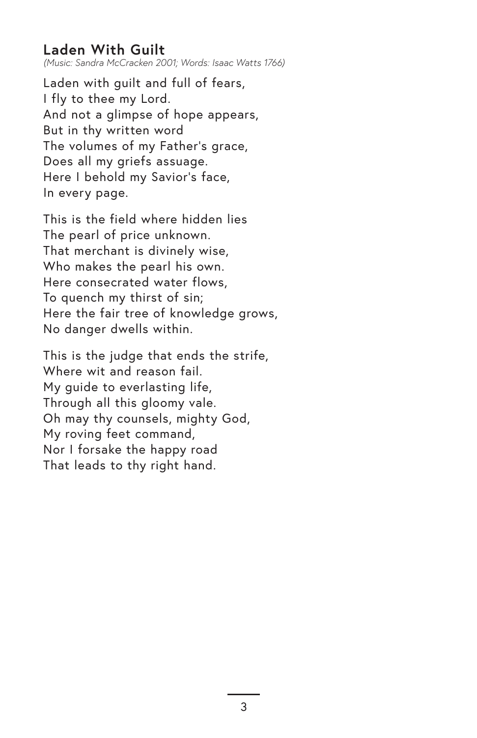## Laden With Guilt

*(Music: Sandra McCracken 2001; Words: Isaac Watts 1766)*

Laden with guilt and full of fears,
I fly to thee my Lord.
And not a glimpse of hope appears,
But in thy written word
The volumes of my Father's grace,
Does all my griefs assuage.
Here I behold my Savior's face,
In every page.

This is the field where hidden lies
The pearl of price unknown.
That merchant is divinely wise,
Who makes the pearl his own.
Here consecrated water flows,
To quench my thirst of sin;
Here the fair tree of knowledge grows,
No danger dwells within.

This is the judge that ends the strife,
Where wit and reason fail.
My guide to everlasting life,
Through all this gloomy vale.
Oh may thy counsels, mighty God,
My roving feet command,
Nor I forsake the happy road
That leads to thy right hand.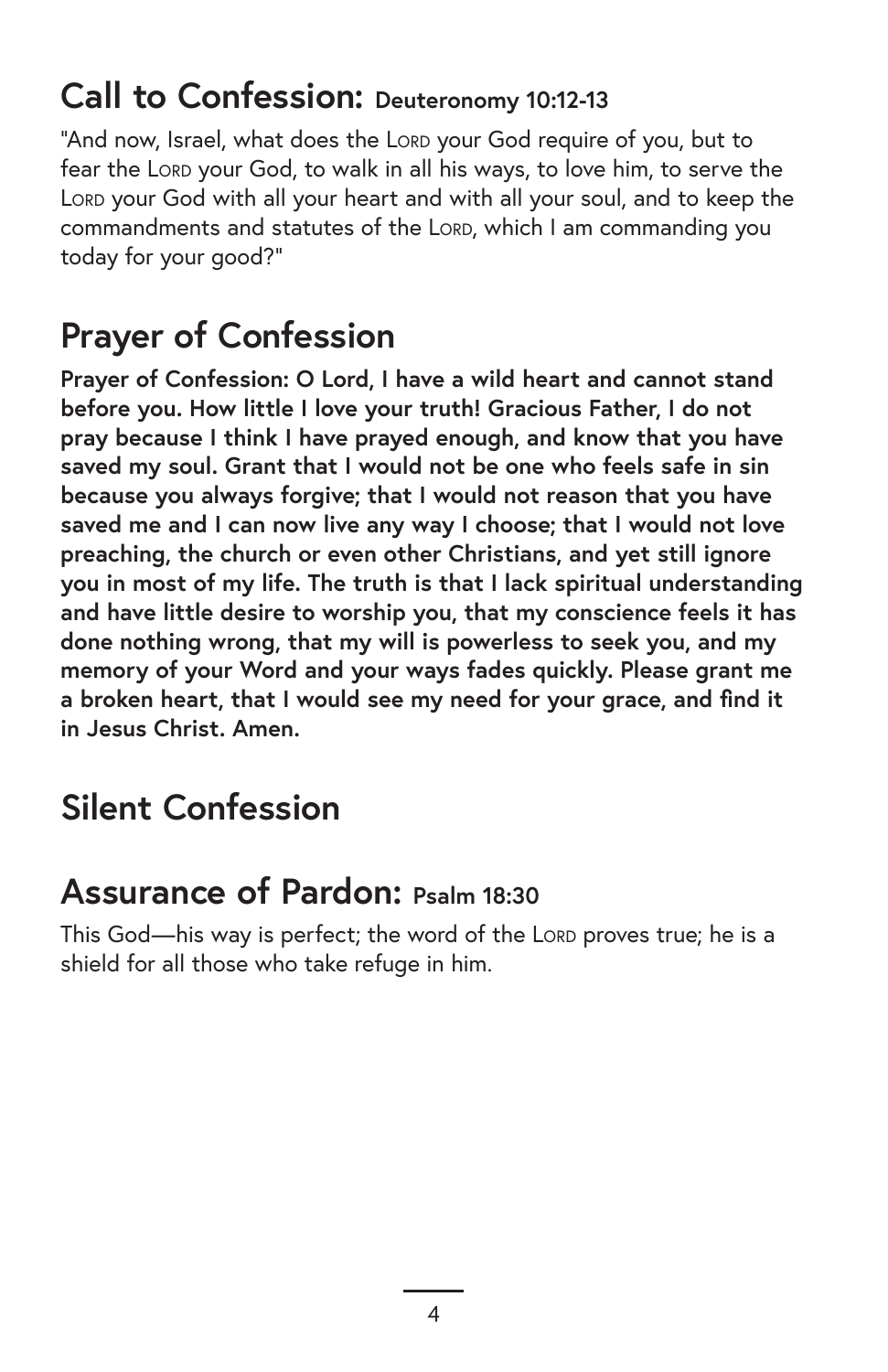## Call to Confession: Deuteronomy 10:12-13

"And now, Israel, what does the LORD your God require of you, but to fear the LORD your God, to walk in all his ways, to love him, to serve the LORD your God with all your heart and with all your soul, and to keep the commandments and statutes of the LORD, which I am commanding you today for your good?"

## Prayer of Confession

**Prayer of Confession: O Lord, I have a wild heart and cannot stand before you. How little I love your truth! Gracious Father, I do not pray because I think I have prayed enough, and know that you have saved my soul. Grant that I would not be one who feels safe in sin because you always forgive; that I would not reason that you have saved me and I can now live any way I choose; that I would not love preaching, the church or even other Christians, and yet still ignore you in most of my life. The truth is that I lack spiritual understanding and have little desire to worship you, that my conscience feels it has done nothing wrong, that my will is powerless to seek you, and my memory of your Word and your ways fades quickly. Please grant me a broken heart, that I would see my need for your grace, and find it in Jesus Christ. Amen.**

## Silent Confession

## Assurance of Pardon: Psalm 18:30

This God—his way is perfect; the word of the LORD proves true; he is a shield for all those who take refuge in him.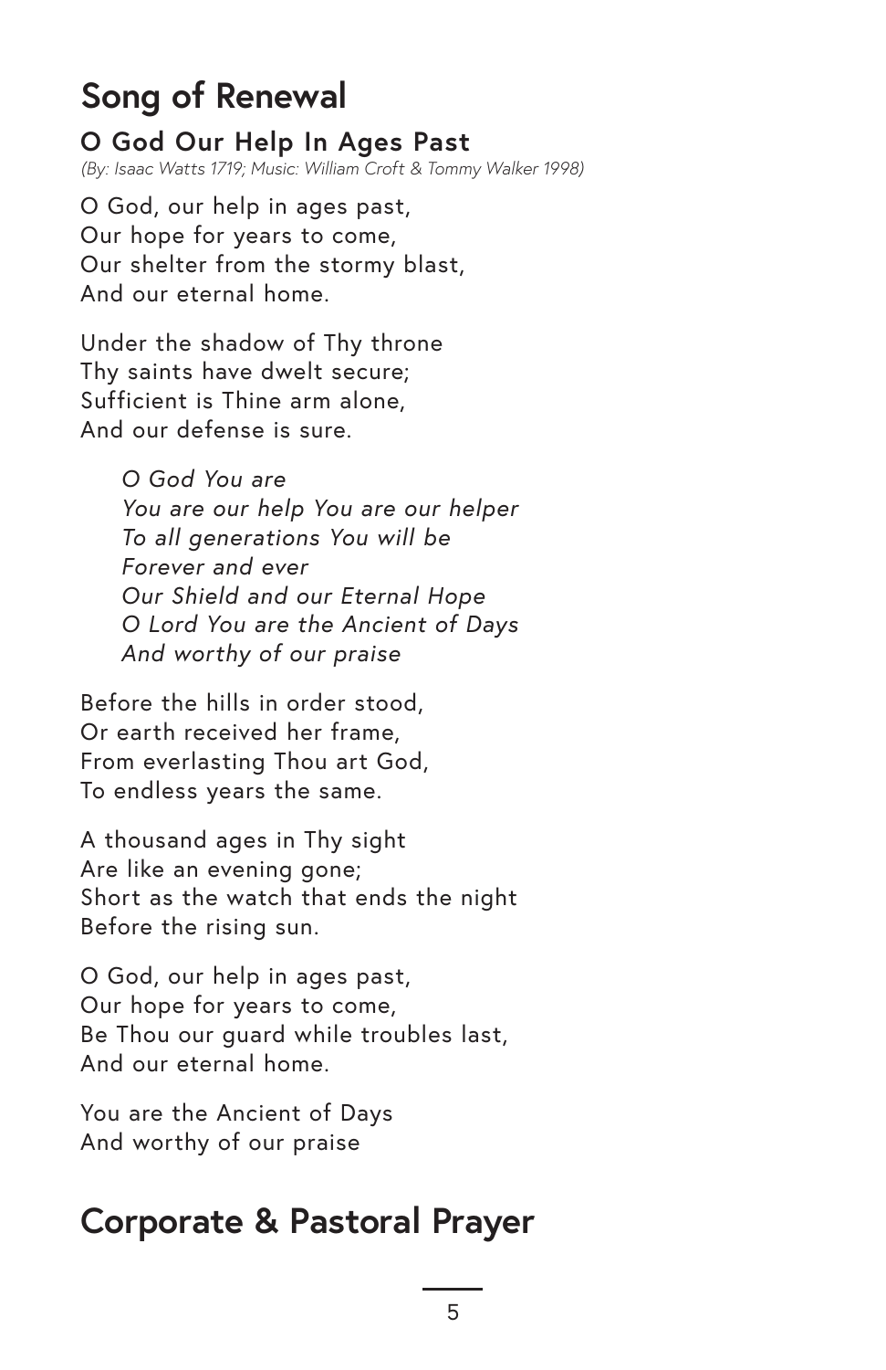## Song of Renewal

### O God Our Help In Ages Past

*(By: Isaac Watts 1719; Music: William Croft & Tommy Walker 1998)*

O God, our help in ages past,  
Our hope for years to come,  
Our shelter from the stormy blast,  
And our eternal home.

Under the shadow of Thy throne  
Thy saints have dwelt secure;  
Sufficient is Thine arm alone,  
And our defense is sure.

> *O God You are*  
> *You are our help You are our helper*  
> *To all generations You will be*  
> *Forever and ever*  
> *Our Shield and our Eternal Hope*  
> *O Lord You are the Ancient of Days*  
> *And worthy of our praise*

Before the hills in order stood,  
Or earth received her frame,  
From everlasting Thou art God,  
To endless years the same.

A thousand ages in Thy sight  
Are like an evening gone;  
Short as the watch that ends the night  
Before the rising sun.

O God, our help in ages past,  
Our hope for years to come,  
Be Thou our guard while troubles last,  
And our eternal home.

You are the Ancient of Days  
And worthy of our praise

## Corporate & Pastoral Prayer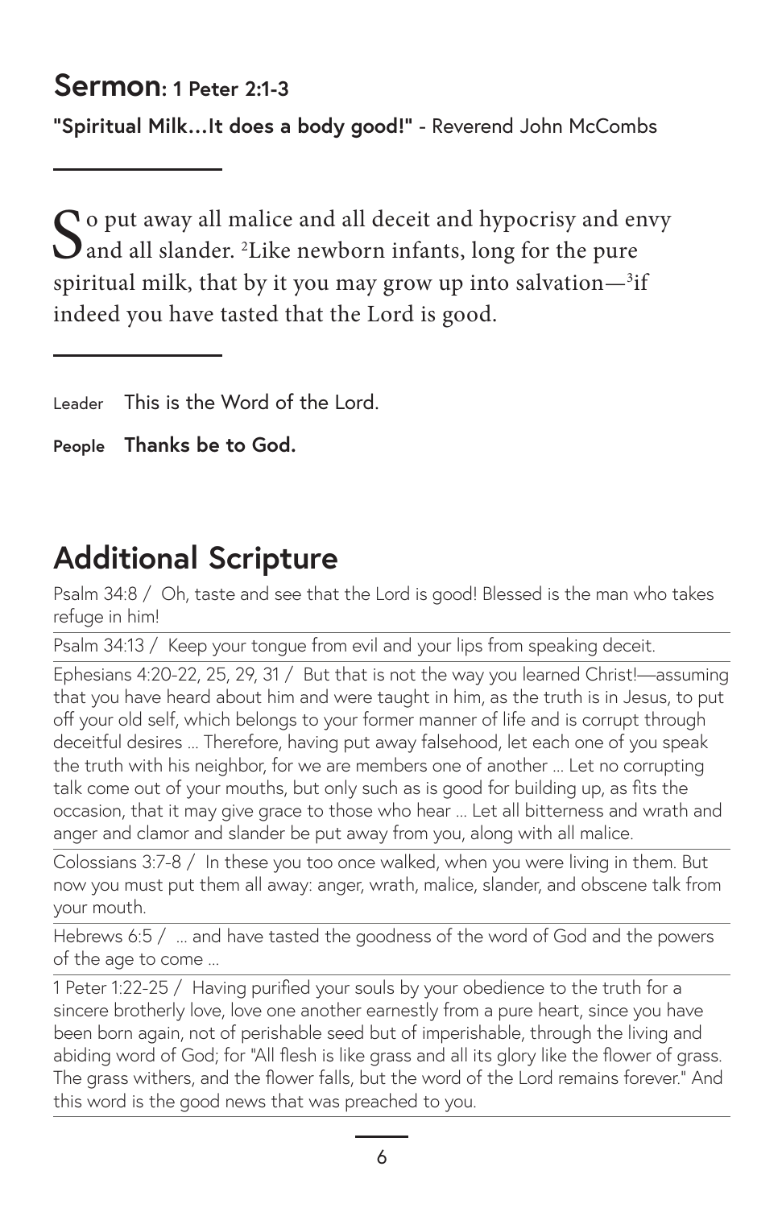## Sermon: 1 Peter 2:1-3

**"Spiritual Milk…It does a body good!"** - Reverend John McCombs

---

So put away all malice and all deceit and hypocrisy and envy and all slander. [2]Like newborn infants, long for the pure spiritual milk, that by it you may grow up into salvation—[3]if indeed you have tasted that the Lord is good.

---

Leader This is the Word of the Lord.

**People Thanks be to God.**

## Additional Scripture

Psalm 34:8 / Oh, taste and see that the Lord is good! Blessed is the man who takes refuge in him!

Psalm 34:13 / Keep your tongue from evil and your lips from speaking deceit.

Ephesians 4:20-22, 25, 29, 31 / But that is not the way you learned Christ!—assuming that you have heard about him and were taught in him, as the truth is in Jesus, to put off your old self, which belongs to your former manner of life and is corrupt through deceitful desires … Therefore, having put away falsehood, let each one of you speak the truth with his neighbor, for we are members one of another … Let no corrupting talk come out of your mouths, but only such as is good for building up, as fits the occasion, that it may give grace to those who hear … Let all bitterness and wrath and anger and clamor and slander be put away from you, along with all malice.

Colossians 3:7-8 / In these you too once walked, when you were living in them. But now you must put them all away: anger, wrath, malice, slander, and obscene talk from your mouth.

Hebrews 6:5 / … and have tasted the goodness of the word of God and the powers of the age to come …

1 Peter 1:22-25 / Having purified your souls by your obedience to the truth for a sincere brotherly love, love one another earnestly from a pure heart, since you have been born again, not of perishable seed but of imperishable, through the living and abiding word of God; for "All flesh is like grass and all its glory like the flower of grass. The grass withers, and the flower falls, but the word of the Lord remains forever." And this word is the good news that was preached to you.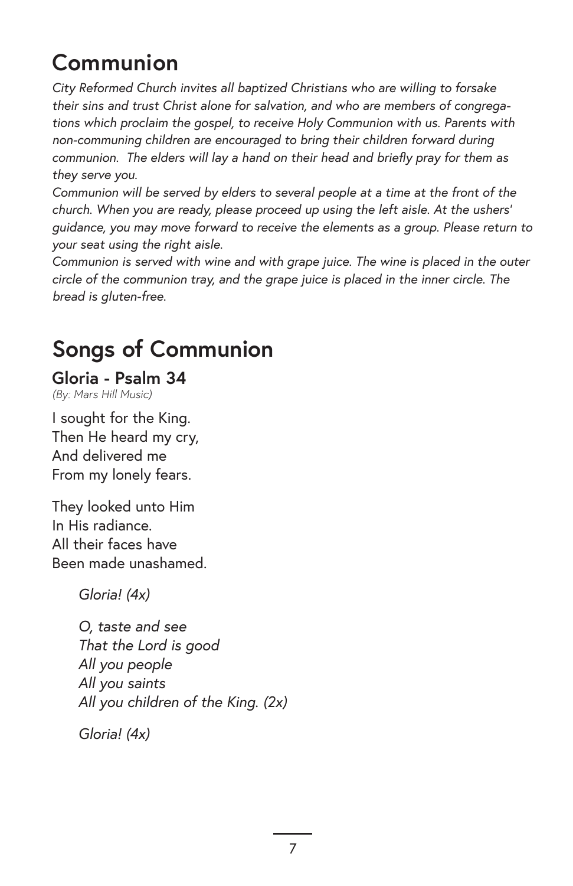# Communion

*City Reformed Church invites all baptized Christians who are willing to forsake their sins and trust Christ alone for salvation, and who are members of congregations which proclaim the gospel, to receive Holy Communion with us. Parents with non-communing children are encouraged to bring their children forward during communion. The elders will lay a hand on their head and briefly pray for them as they serve you.*

*Communion will be served by elders to several people at a time at the front of the church. When you are ready, please proceed up using the left aisle. At the ushers' guidance, you may move forward to receive the elements as a group. Please return to your seat using the right aisle.*

*Communion is served with wine and with grape juice. The wine is placed in the outer circle of the communion tray, and the grape juice is placed in the inner circle. The bread is gluten-free.*

# Songs of Communion

## Gloria - Psalm 34

*(By: Mars Hill Music)*

I sought for the King.
Then He heard my cry,
And delivered me
From my lonely fears.

They looked unto Him
In His radiance.
All their faces have
Been made unashamed.

> *Gloria! (4x)*
>
> *O, taste and see*
> *That the Lord is good*
> *All you people*
> *All you saints*
> *All you children of the King. (2x)*
>
> *Gloria! (4x)*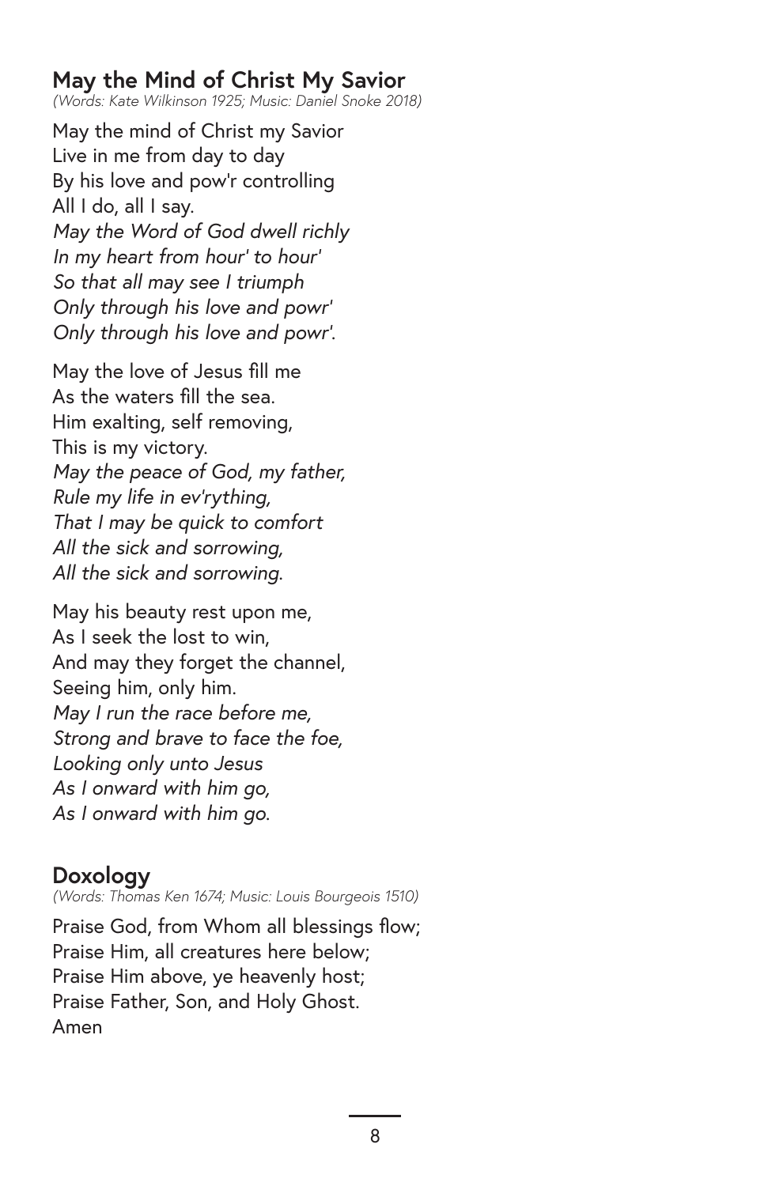## May the Mind of Christ My Savior

*(Words: Kate Wilkinson 1925; Music: Daniel Snoke 2018)*

May the mind of Christ my Savior
Live in me from day to day
By his love and pow'r controlling
All I do, all I say.
*May the Word of God dwell richly*
*In my heart from hour' to hour'*
*So that all may see I triumph*
*Only through his love and powr'*
*Only through his love and powr'.*

May the love of Jesus fill me
As the waters fill the sea.
Him exalting, self removing,
This is my victory.
*May the peace of God, my father,*
*Rule my life in ev'rything,*
*That I may be quick to comfort*
*All the sick and sorrowing,*
*All the sick and sorrowing.*

May his beauty rest upon me,
As I seek the lost to win,
And may they forget the channel,
Seeing him, only him.
*May I run the race before me,*
*Strong and brave to face the foe,*
*Looking only unto Jesus*
*As I onward with him go,*
*As I onward with him go.*

## Doxology

*(Words: Thomas Ken 1674; Music: Louis Bourgeois 1510)*

Praise God, from Whom all blessings flow;
Praise Him, all creatures here below;
Praise Him above, ye heavenly host;
Praise Father, Son, and Holy Ghost.
Amen